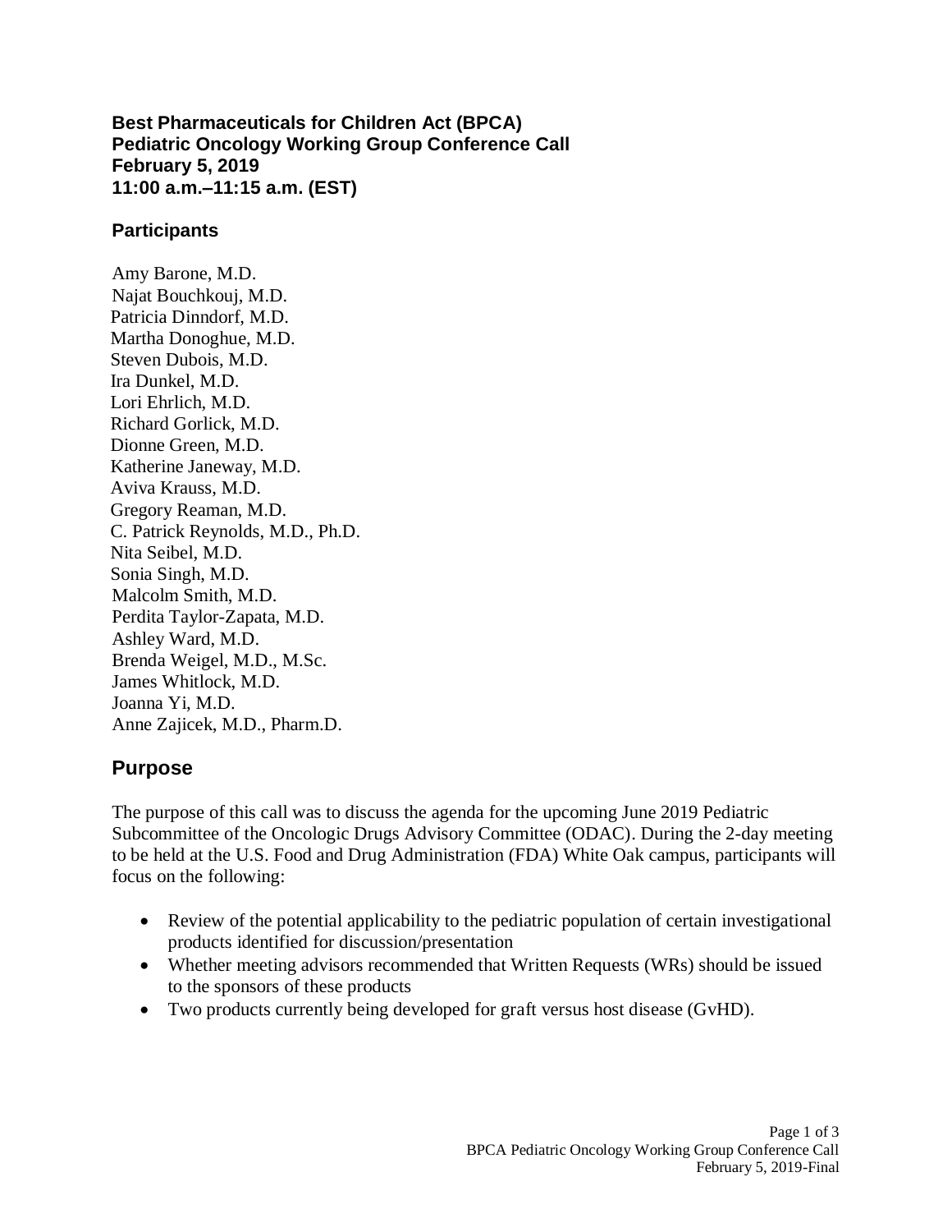**Best Pharmaceuticals for Children Act (BPCA)**
**Pediatric Oncology Working Group Conference Call**
**February 5, 2019**
**11:00 a.m.–11:15 a.m. (EST)**

### Participants

Amy Barone, M.D.
Najat Bouchkouj, M.D.
Patricia Dinndorf, M.D.
Martha Donoghue, M.D.
Steven Dubois, M.D.
Ira Dunkel, M.D.
Lori Ehrlich, M.D.
Richard Gorlick, M.D.
Dionne Green, M.D.
Katherine Janeway, M.D.
Aviva Krauss, M.D.
Gregory Reaman, M.D.
C. Patrick Reynolds, M.D., Ph.D.
Nita Seibel, M.D.
Sonia Singh, M.D.
Malcolm Smith, M.D.
Perdita Taylor-Zapata, M.D.
Ashley Ward, M.D.
Brenda Weigel, M.D., M.Sc.
James Whitlock, M.D.
Joanna Yi, M.D.
Anne Zajicek, M.D., Pharm.D.

## Purpose

The purpose of this call was to discuss the agenda for the upcoming June 2019 Pediatric Subcommittee of the Oncologic Drugs Advisory Committee (ODAC). During the 2-day meeting to be held at the U.S. Food and Drug Administration (FDA) White Oak campus, participants will focus on the following:

- Review of the potential applicability to the pediatric population of certain investigational products identified for discussion/presentation
- Whether meeting advisors recommended that Written Requests (WRs) should be issued to the sponsors of these products
- Two products currently being developed for graft versus host disease (GvHD).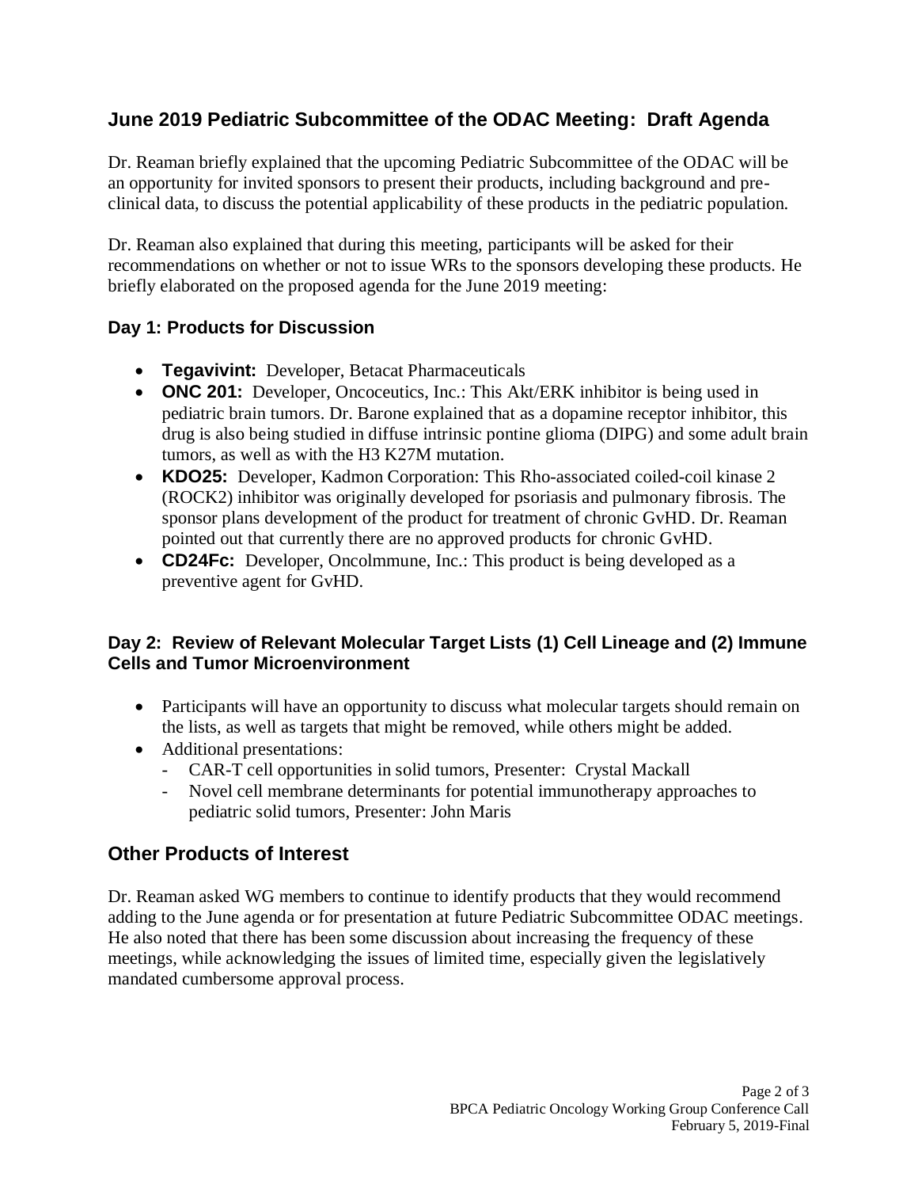## June 2019 Pediatric Subcommittee of the ODAC Meeting: Draft Agenda

Dr. Reaman briefly explained that the upcoming Pediatric Subcommittee of the ODAC will be an opportunity for invited sponsors to present their products, including background and pre-clinical data, to discuss the potential applicability of these products in the pediatric population.

Dr. Reaman also explained that during this meeting, participants will be asked for their recommendations on whether or not to issue WRs to the sponsors developing these products. He briefly elaborated on the proposed agenda for the June 2019 meeting:

### Day 1: Products for Discussion

- **Tegavivint:** Developer, Betacat Pharmaceuticals
- **ONC 201:** Developer, Oncoceutics, Inc.: This Akt/ERK inhibitor is being used in pediatric brain tumors. Dr. Barone explained that as a dopamine receptor inhibitor, this drug is also being studied in diffuse intrinsic pontine glioma (DIPG) and some adult brain tumors, as well as with the H3 K27M mutation.
- **KDO25:** Developer, Kadmon Corporation: This Rho-associated coiled-coil kinase 2 (ROCK2) inhibitor was originally developed for psoriasis and pulmonary fibrosis. The sponsor plans development of the product for treatment of chronic GvHD. Dr. Reaman pointed out that currently there are no approved products for chronic GvHD.
- **CD24Fc:** Developer, Oncolmmune, Inc.: This product is being developed as a preventive agent for GvHD.

### Day 2: Review of Relevant Molecular Target Lists (1) Cell Lineage and (2) Immune Cells and Tumor Microenvironment

- Participants will have an opportunity to discuss what molecular targets should remain on the lists, as well as targets that might be removed, while others might be added.
- Additional presentations:
  - CAR-T cell opportunities in solid tumors, Presenter: Crystal Mackall
  - Novel cell membrane determinants for potential immunotherapy approaches to pediatric solid tumors, Presenter: John Maris

## Other Products of Interest

Dr. Reaman asked WG members to continue to identify products that they would recommend adding to the June agenda or for presentation at future Pediatric Subcommittee ODAC meetings. He also noted that there has been some discussion about increasing the frequency of these meetings, while acknowledging the issues of limited time, especially given the legislatively mandated cumbersome approval process.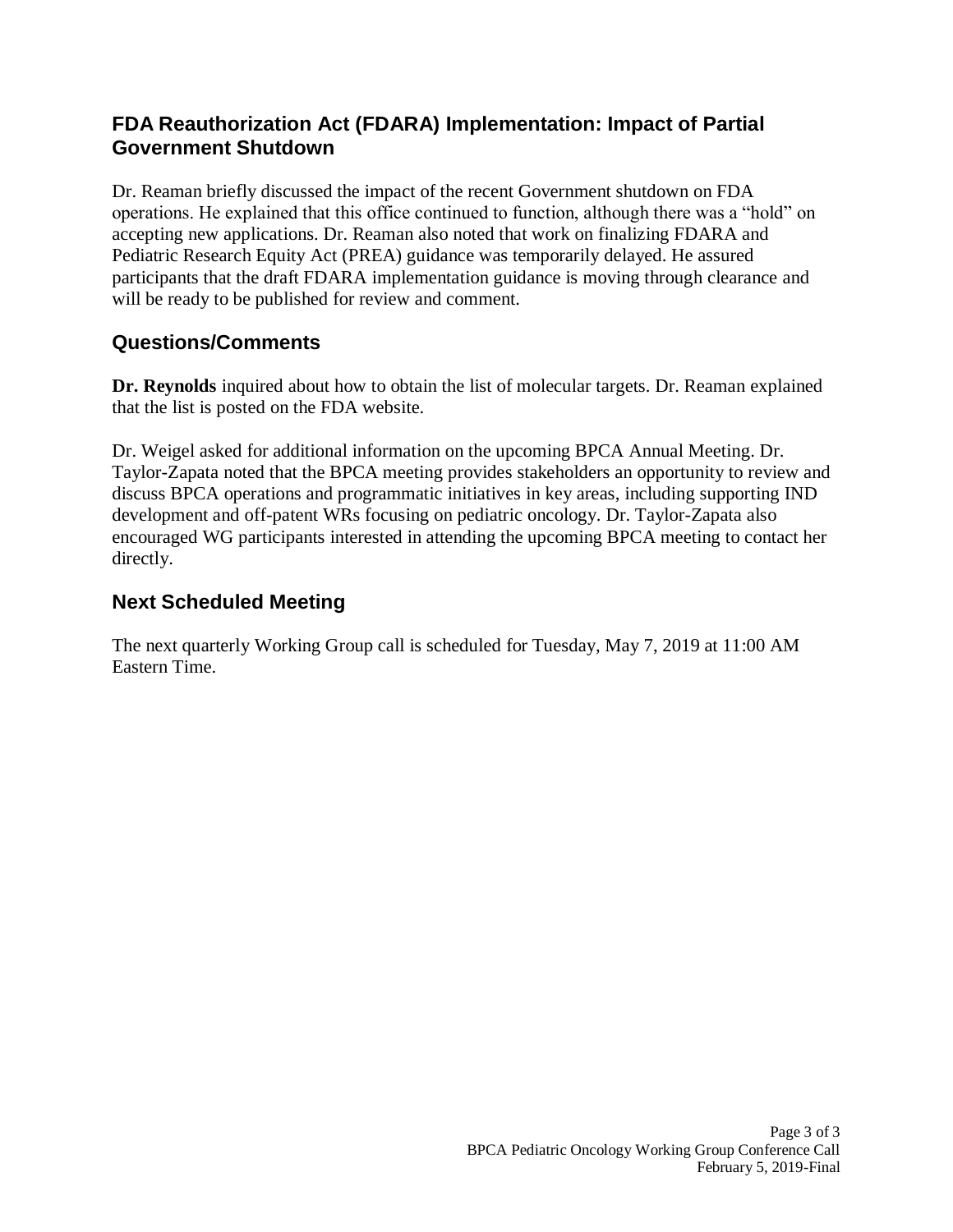## FDA Reauthorization Act (FDARA) Implementation: Impact of Partial Government Shutdown

Dr. Reaman briefly discussed the impact of the recent Government shutdown on FDA operations. He explained that this office continued to function, although there was a "hold" on accepting new applications. Dr. Reaman also noted that work on finalizing FDARA and Pediatric Research Equity Act (PREA) guidance was temporarily delayed. He assured participants that the draft FDARA implementation guidance is moving through clearance and will be ready to be published for review and comment.

## Questions/Comments

**Dr. Reynolds** inquired about how to obtain the list of molecular targets. Dr. Reaman explained that the list is posted on the FDA website.

Dr. Weigel asked for additional information on the upcoming BPCA Annual Meeting. Dr. Taylor-Zapata noted that the BPCA meeting provides stakeholders an opportunity to review and discuss BPCA operations and programmatic initiatives in key areas, including supporting IND development and off-patent WRs focusing on pediatric oncology. Dr. Taylor-Zapata also encouraged WG participants interested in attending the upcoming BPCA meeting to contact her directly.

## Next Scheduled Meeting

The next quarterly Working Group call is scheduled for Tuesday, May 7, 2019 at 11:00 AM Eastern Time.